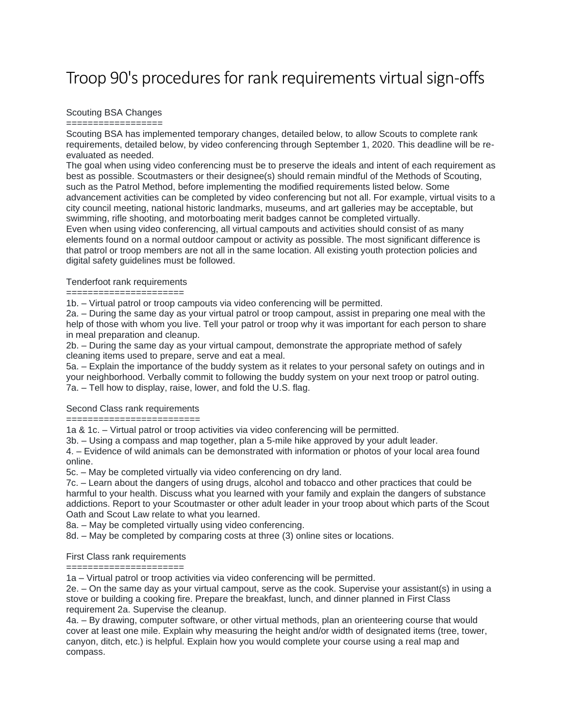# Troop 90's procedures for rank requirements virtual sign-offs

## Scouting BSA Changes

==================

Scouting BSA has implemented temporary changes, detailed below, to allow Scouts to complete rank requirements, detailed below, by video conferencing through September 1, 2020. This deadline will be re-evaluated as needed.

The goal when using video conferencing must be to preserve the ideals and intent of each requirement as best as possible. Scoutmasters or their designee(s) should remain mindful of the Methods of Scouting, such as the Patrol Method, before implementing the modified requirements listed below. Some advancement activities can be completed by video conferencing but not all. For example, virtual visits to a city council meeting, national historic landmarks, museums, and art galleries may be acceptable, but swimming, rifle shooting, and motorboating merit badges cannot be completed virtually.

Even when using video conferencing, all virtual campouts and activities should consist of as many elements found on a normal outdoor campout or activity as possible. The most significant difference is that patrol or troop members are not all in the same location. All existing youth protection policies and digital safety guidelines must be followed.

## Tenderfoot rank requirements

======================

1b. – Virtual patrol or troop campouts via video conferencing will be permitted.

2a. – During the same day as your virtual patrol or troop campout, assist in preparing one meal with the help of those with whom you live. Tell your patrol or troop why it was important for each person to share in meal preparation and cleanup.

2b. – During the same day as your virtual campout, demonstrate the appropriate method of safely cleaning items used to prepare, serve and eat a meal.

5a. – Explain the importance of the buddy system as it relates to your personal safety on outings and in your neighborhood. Verbally commit to following the buddy system on your next troop or patrol outing.

7a. – Tell how to display, raise, lower, and fold the U.S. flag.

## Second Class rank requirements

========================

1a & 1c. – Virtual patrol or troop activities via video conferencing will be permitted.

3b. – Using a compass and map together, plan a 5-mile hike approved by your adult leader.

4. – Evidence of wild animals can be demonstrated with information or photos of your local area found online.

5c. – May be completed virtually via video conferencing on dry land.

7c. – Learn about the dangers of using drugs, alcohol and tobacco and other practices that could be harmful to your health. Discuss what you learned with your family and explain the dangers of substance addictions. Report to your Scoutmaster or other adult leader in your troop about which parts of the Scout Oath and Scout Law relate to what you learned.

8a. – May be completed virtually using video conferencing.

8d. – May be completed by comparing costs at three (3) online sites or locations.

## First Class rank requirements

======================

1a – Virtual patrol or troop activities via video conferencing will be permitted.

2e. – On the same day as your virtual campout, serve as the cook. Supervise your assistant(s) in using a stove or building a cooking fire. Prepare the breakfast, lunch, and dinner planned in First Class requirement 2a. Supervise the cleanup.

4a. – By drawing, computer software, or other virtual methods, plan an orienteering course that would cover at least one mile. Explain why measuring the height and/or width of designated items (tree, tower, canyon, ditch, etc.) is helpful. Explain how you would complete your course using a real map and compass.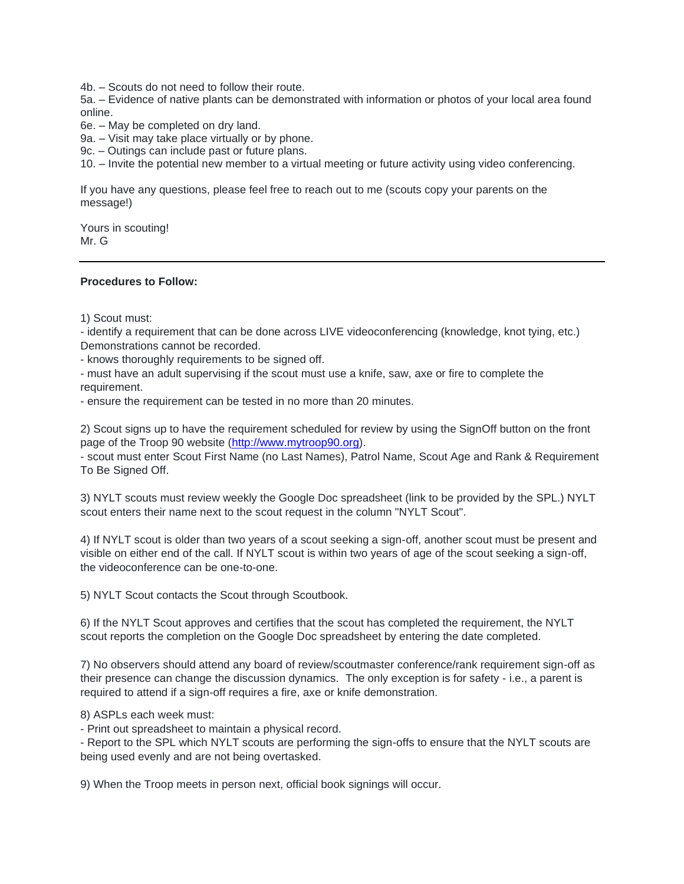4b. – Scouts do not need to follow their route.
5a. – Evidence of native plants can be demonstrated with information or photos of your local area found online.
6e. – May be completed on dry land.
9a. – Visit may take place virtually or by phone.
9c. – Outings can include past or future plans.
10. – Invite the potential new member to a virtual meeting or future activity using video conferencing.

If you have any questions, please feel free to reach out to me (scouts copy your parents on the message!)

Yours in scouting!
Mr. G

---

**Procedures to Follow:**

1) Scout must:
- identify a requirement that can be done across LIVE videoconferencing (knowledge, knot tying, etc.) Demonstrations cannot be recorded.
- knows thoroughly requirements to be signed off.
- must have an adult supervising if the scout must use a knife, saw, axe or fire to complete the requirement.
- ensure the requirement can be tested in no more than 20 minutes.

2) Scout signs up to have the requirement scheduled for review by using the SignOff button on the front page of the Troop 90 website (http://www.mytroop90.org).
- scout must enter Scout First Name (no Last Names), Patrol Name, Scout Age and Rank & Requirement To Be Signed Off.

3) NYLT scouts must review weekly the Google Doc spreadsheet (link to be provided by the SPL.) NYLT scout enters their name next to the scout request in the column "NYLT Scout".

4) If NYLT scout is older than two years of a scout seeking a sign-off, another scout must be present and visible on either end of the call. If NYLT scout is within two years of age of the scout seeking a sign-off, the videoconference can be one-to-one.

5) NYLT Scout contacts the Scout through Scoutbook.

6) If the NYLT Scout approves and certifies that the scout has completed the requirement, the NYLT scout reports the completion on the Google Doc spreadsheet by entering the date completed.

7) No observers should attend any board of review/scoutmaster conference/rank requirement sign-off as their presence can change the discussion dynamics. The only exception is for safety - i.e., a parent is required to attend if a sign-off requires a fire, axe or knife demonstration.

8) ASPLs each week must:
- Print out spreadsheet to maintain a physical record.
- Report to the SPL which NYLT scouts are performing the sign-offs to ensure that the NYLT scouts are being used evenly and are not being overtasked.

9) When the Troop meets in person next, official book signings will occur.